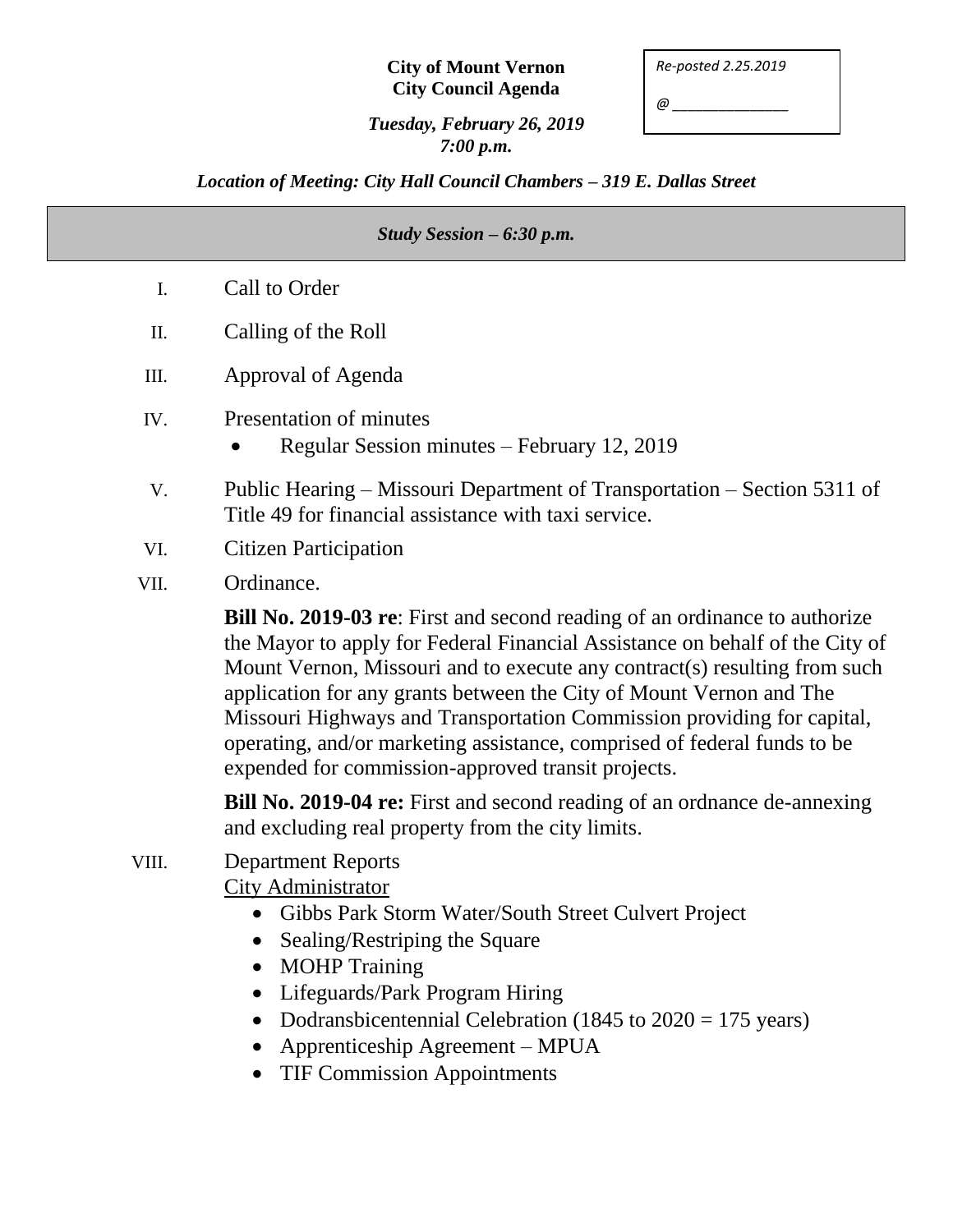**City of Mount Vernon**
**City Council Agenda**

*Tuesday, February 26, 2019*
*7:00 p.m.*

*Re-posted 2.25.2019*

*@ _______________*

*Location of Meeting: City Hall Council Chambers – 319 E. Dallas Street*

*Study Session – 6:30 p.m.*

I. Call to Order

II. Calling of the Roll

III. Approval of Agenda

IV. Presentation of minutes
- Regular Session minutes – February 12, 2019

V. Public Hearing – Missouri Department of Transportation – Section 5311 of Title 49 for financial assistance with taxi service.

VI. Citizen Participation

VII. Ordinance.

**Bill No. 2019-03 re**: First and second reading of an ordinance to authorize the Mayor to apply for Federal Financial Assistance on behalf of the City of Mount Vernon, Missouri and to execute any contract(s) resulting from such application for any grants between the City of Mount Vernon and The Missouri Highways and Transportation Commission providing for capital, operating, and/or marketing assistance, comprised of federal funds to be expended for commission-approved transit projects.

**Bill No. 2019-04 re:** First and second reading of an ordnance de-annexing and excluding real property from the city limits.

VIII. Department Reports

<u>City Administrator</u>
- Gibbs Park Storm Water/South Street Culvert Project
- Sealing/Restriping the Square
- MOHP Training
- Lifeguards/Park Program Hiring
- Dodransbicentennial Celebration (1845 to 2020 = 175 years)
- Apprenticeship Agreement – MPUA
- TIF Commission Appointments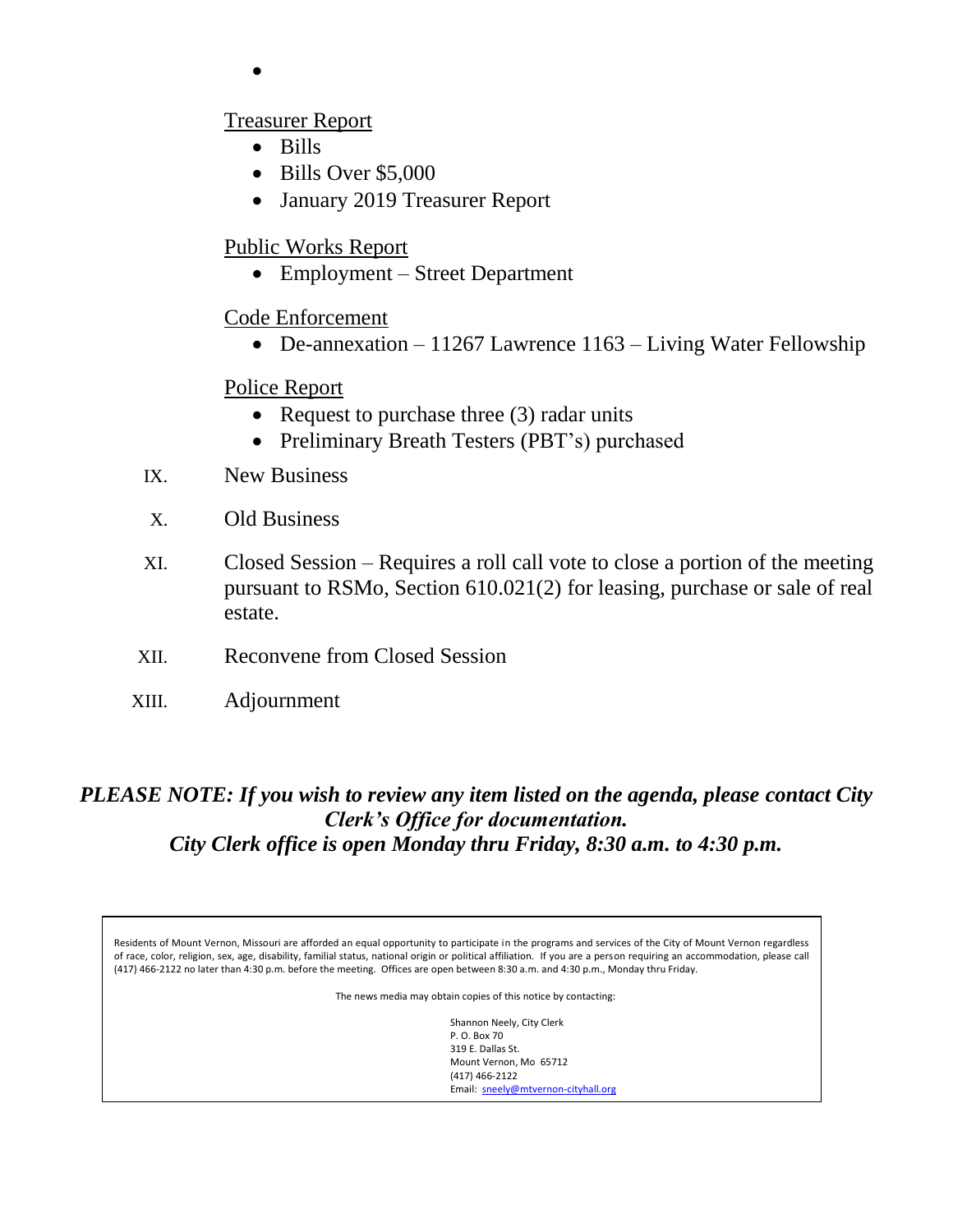- 

Treasurer Report

- Bills
- Bills Over $5,000
- January 2019 Treasurer Report

Public Works Report

- Employment – Street Department

Code Enforcement

- De-annexation – 11267 Lawrence 1163 – Living Water Fellowship

Police Report

- Request to purchase three (3) radar units
- Preliminary Breath Testers (PBT's) purchased

IX. New Business

X. Old Business

XI. Closed Session – Requires a roll call vote to close a portion of the meeting pursuant to RSMo, Section 610.021(2) for leasing, purchase or sale of real estate.

XII. Reconvene from Closed Session

XIII. Adjournment

***PLEASE NOTE: If you wish to review any item listed on the agenda, please contact City Clerk's Office for documentation.***
***City Clerk office is open Monday thru Friday, 8:30 a.m. to 4:30 p.m.***

Residents of Mount Vernon, Missouri are afforded an equal opportunity to participate in the programs and services of the City of Mount Vernon regardless of race, color, religion, sex, age, disability, familial status, national origin or political affiliation. If you are a person requiring an accommodation, please call (417) 466-2122 no later than 4:30 p.m. before the meeting. Offices are open between 8:30 a.m. and 4:30 p.m., Monday thru Friday.

The news media may obtain copies of this notice by contacting:

Shannon Neely, City Clerk
P. O. Box 70
319 E. Dallas St.
Mount Vernon, Mo 65712
(417) 466-2122
Email: sneely@mtvernon-cityhall.org